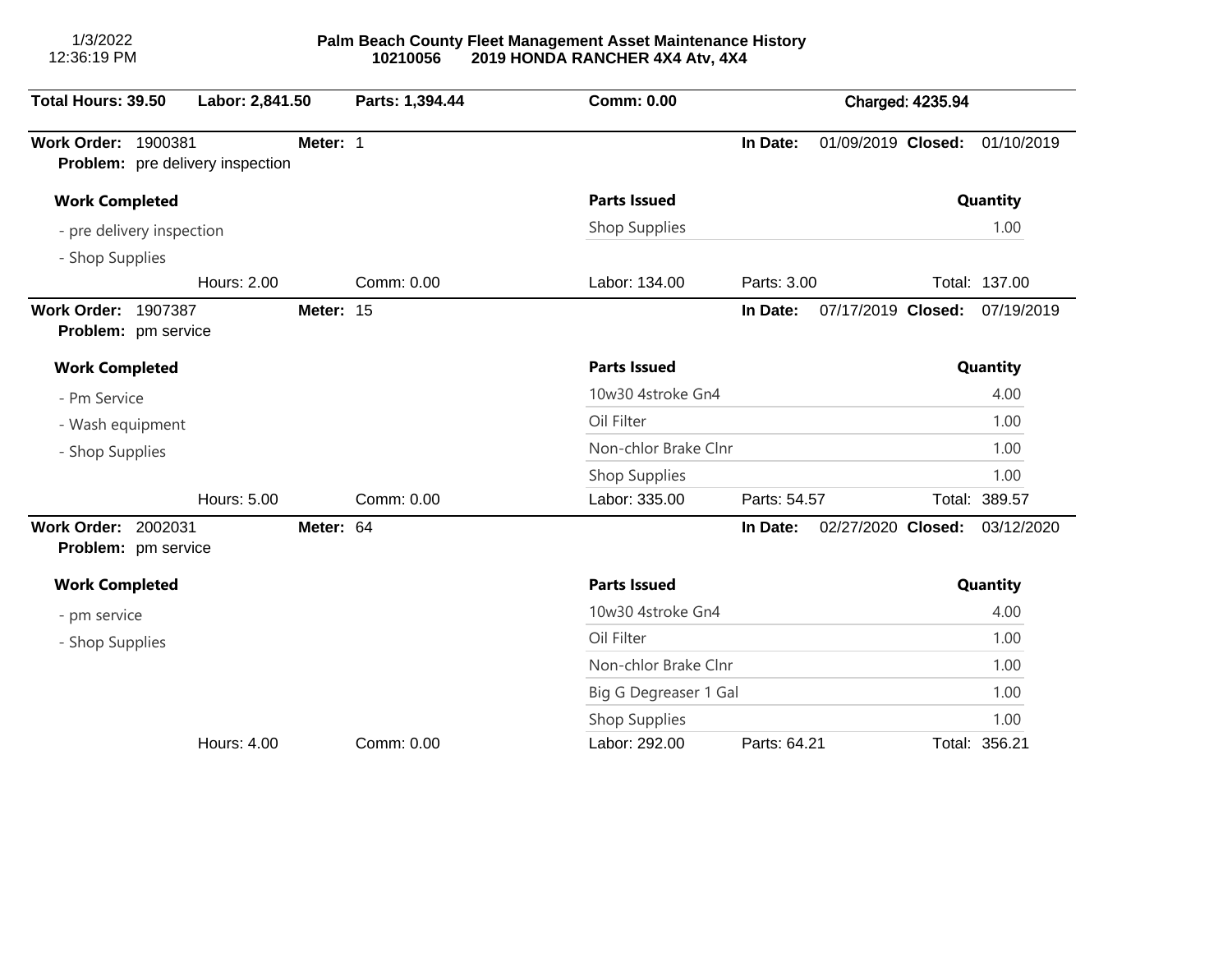1/3/2022
12:36:19 PM

# Palm Beach County Fleet Management Asset Maintenance History

**10210056 2019 HONDA RANCHER 4X4 Atv, 4X4**

**Total Hours: 39.50** | **Labor: 2,841.50** | **Parts: 1,394.44** | **Comm: 0.00** | **Charged: 4235.94**

---

**Work Order:** 1900381 **Meter:** 1 **In Date:** 01/09/2019 **Closed:** 01/10/2019
**Problem:** pre delivery inspection

| Work Completed | Parts Issued | Quantity |
|---|---|---|
| - pre delivery inspection | Shop Supplies | 1.00 |
| - Shop Supplies | | |

Hours: 2.00 | Comm: 0.00 | Labor: 134.00 | Parts: 3.00 | Total: 137.00

---

**Work Order:** 1907387 **Meter:** 15 **In Date:** 07/17/2019 **Closed:** 07/19/2019
**Problem:** pm service

| Work Completed | Parts Issued | Quantity |
|---|---|---|
| - Pm Service | 10w30 4stroke Gn4 | 4.00 |
| - Wash equipment | Oil Filter | 1.00 |
| - Shop Supplies | Non-chlor Brake Clnr | 1.00 |
| | Shop Supplies | 1.00 |

Hours: 5.00 | Comm: 0.00 | Labor: 335.00 | Parts: 54.57 | Total: 389.57

---

**Work Order:** 2002031 **Meter:** 64 **In Date:** 02/27/2020 **Closed:** 03/12/2020
**Problem:** pm service

| Work Completed | Parts Issued | Quantity |
|---|---|---|
| - pm service | 10w30 4stroke Gn4 | 4.00 |
| - Shop Supplies | Oil Filter | 1.00 |
| | Non-chlor Brake Clnr | 1.00 |
| | Big G Degreaser 1 Gal | 1.00 |
| | Shop Supplies | 1.00 |

Hours: 4.00 | Comm: 0.00 | Labor: 292.00 | Parts: 64.21 | Total: 356.21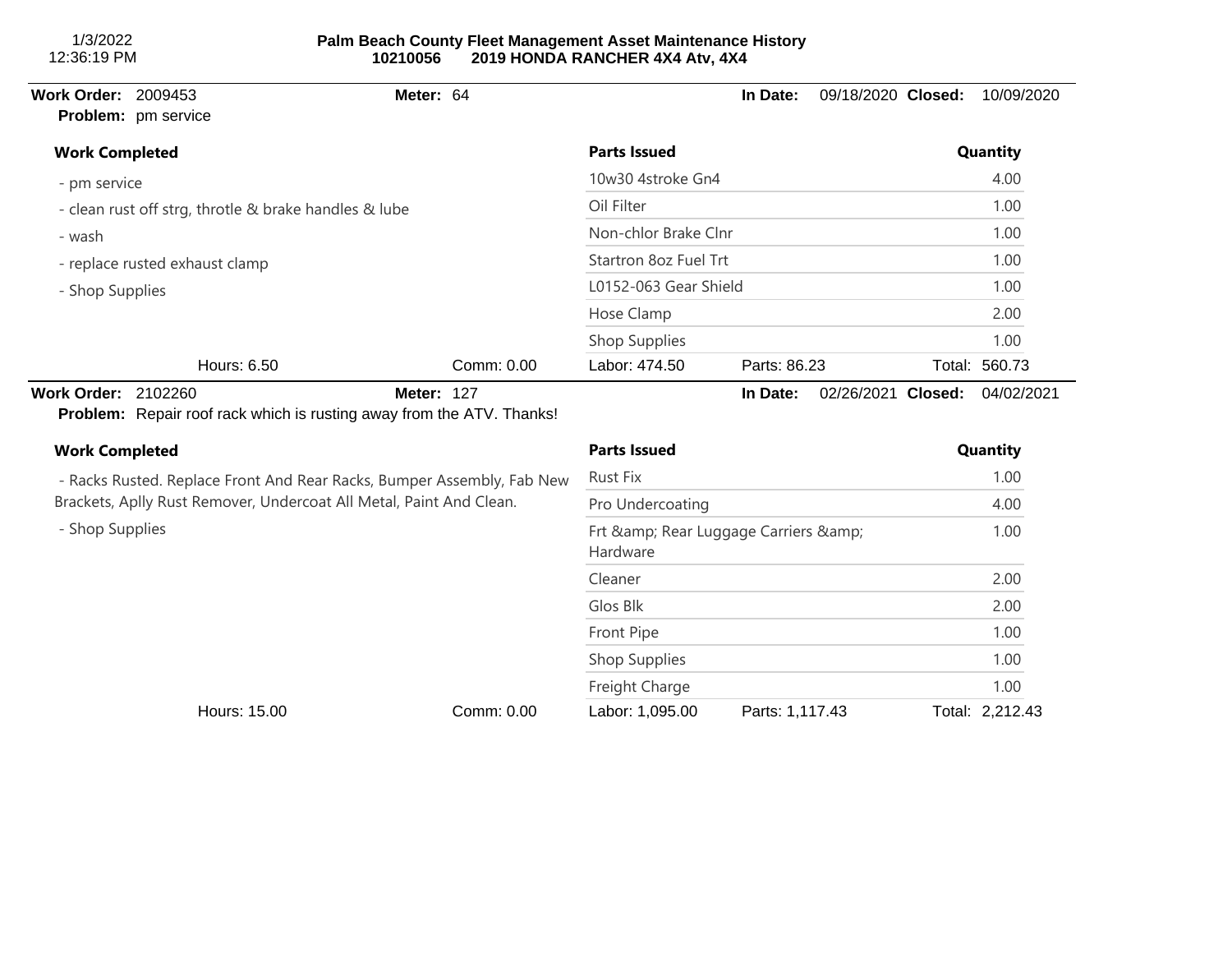1/3/2022
12:36:19 PM

**Palm Beach County Fleet Management Asset Maintenance History**
**10210056 2019 HONDA RANCHER 4X4 Atv, 4X4**

**Work Order:** 2009453 **Meter:** 64 **In Date:** 09/18/2020 **Closed:** 10/09/2020
**Problem:** pm service

| Work Completed | Parts Issued | Quantity |
|---|---|---|
| - pm service | 10w30 4stroke Gn4 | 4.00 |
| - clean rust off strg, throtle & brake handles & lube | Oil Filter | 1.00 |
| - wash | Non-chlor Brake Clnr | 1.00 |
| - replace rusted exhaust clamp | Startron 8oz Fuel Trt | 1.00 |
| - Shop Supplies | L0152-063 Gear Shield | 1.00 |
| | Hose Clamp | 2.00 |
| | Shop Supplies | 1.00 |

Hours: 6.50 Comm: 0.00 Labor: 474.50 Parts: 86.23 Total: 560.73

**Work Order:** 2102260 **Meter:** 127 **In Date:** 02/26/2021 **Closed:** 04/02/2021
**Problem:** Repair roof rack which is rusting away from the ATV. Thanks!

| Work Completed | Parts Issued | Quantity |
|---|---|---|
| - Racks Rusted. Replace Front And Rear Racks, Bumper Assembly, Fab New Brackets, Aplly Rust Remover, Undercoat All Metal, Paint And Clean. | Rust Fix | 1.00 |
| - Shop Supplies | Pro Undercoating | 4.00 |
| | Frt &amp; Rear Luggage Carriers &amp; Hardware | 1.00 |
| | Cleaner | 2.00 |
| | Glos Blk | 2.00 |
| | Front Pipe | 1.00 |
| | Shop Supplies | 1.00 |
| | Freight Charge | 1.00 |

Hours: 15.00 Comm: 0.00 Labor: 1,095.00 Parts: 1,117.43 Total: 2,212.43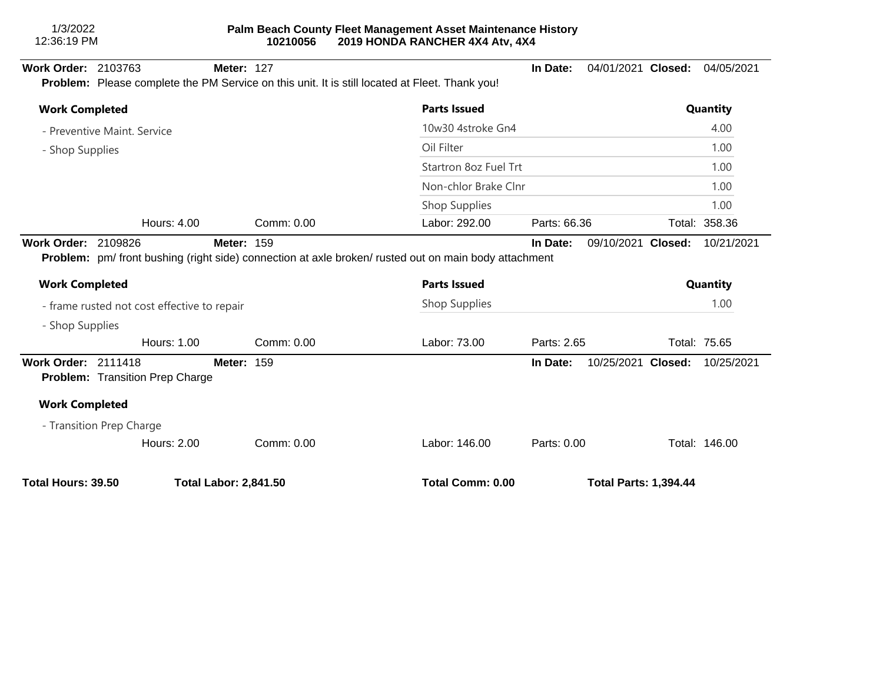**Work Order:** 2103763 **Meter:** 127 **In Date:** 04/01/2021 **Closed:** 04/05/2021

**Problem:** Please complete the PM Service on this unit. It is still located at Fleet. Thank you!

| Work Completed | Parts Issued | Quantity |
|---|---|---|
| - Preventive Maint. Service | 10w30 4stroke Gn4 | 4.00 |
| - Shop Supplies | Oil Filter | 1.00 |
| | Startron 8oz Fuel Trt | 1.00 |
| | Non-chlor Brake Clnr | 1.00 |
| | Shop Supplies | 1.00 |

Hours: 4.00 Comm: 0.00 Labor: 292.00 Parts: 66.36 Total: 358.36

---

**Work Order:** 2109826 **Meter:** 159 **In Date:** 09/10/2021 **Closed:** 10/21/2021

**Problem:** pm/ front bushing (right side) connection at axle broken/ rusted out on main body attachment

| Work Completed | Parts Issued | Quantity |
|---|---|---|
| - frame rusted not cost effective to repair | Shop Supplies | 1.00 |
| - Shop Supplies | | |

Hours: 1.00 Comm: 0.00 Labor: 73.00 Parts: 2.65 Total: 75.65

---

**Work Order:** 2111418 **Meter:** 159 **In Date:** 10/25/2021 **Closed:** 10/25/2021

**Problem:** Transition Prep Charge

**Work Completed**

- Transition Prep Charge

Hours: 2.00 Comm: 0.00 Labor: 146.00 Parts: 0.00 Total: 146.00

---

**Total Hours: 39.50** **Total Labor: 2,841.50** **Total Comm: 0.00** **Total Parts: 1,394.44**